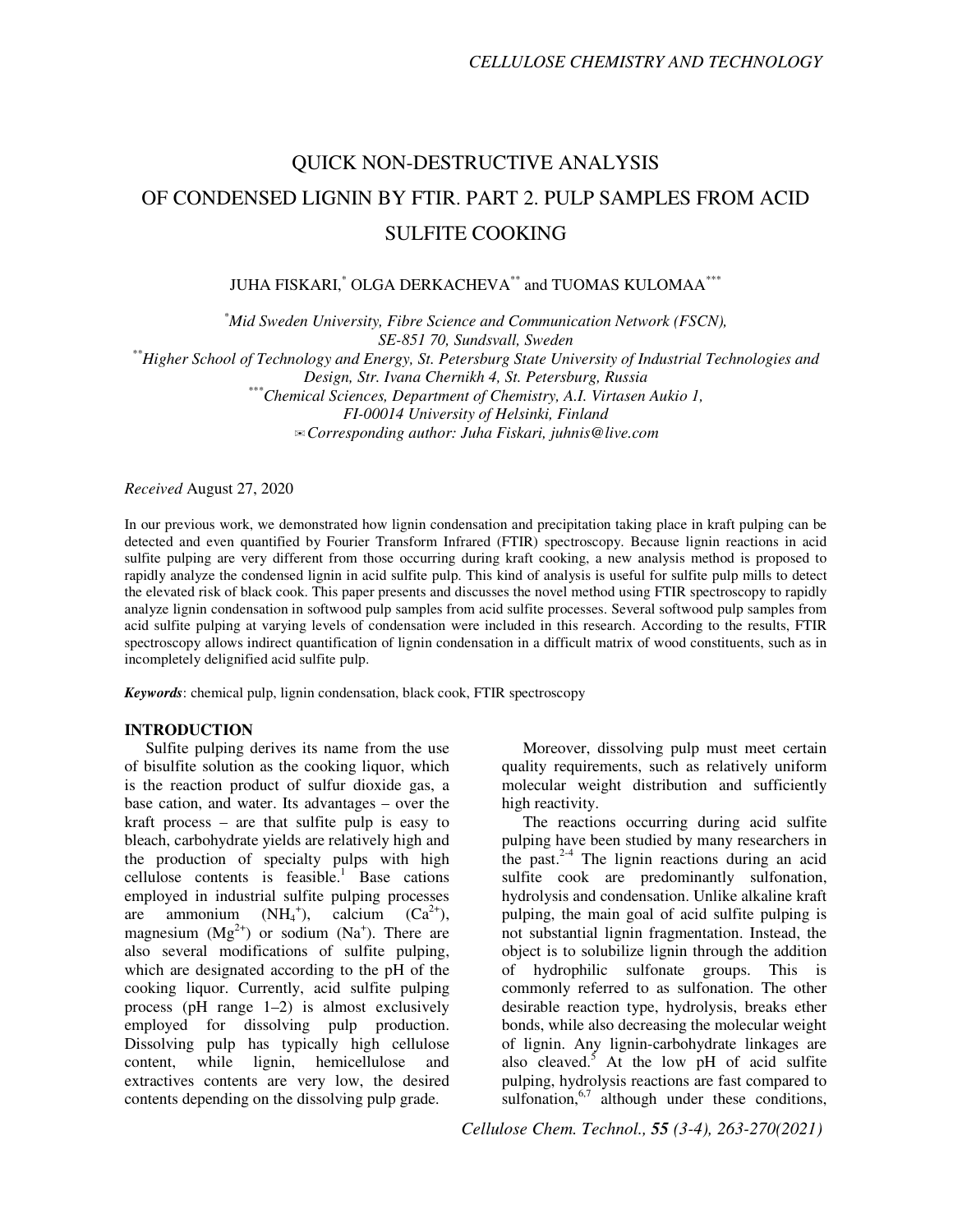# QUICK NON-DESTRUCTIVE ANALYSIS OF CONDENSED LIGNIN BY FTIR. PART 2. PULP SAMPLES FROM ACID SULFITE COOKING

JUHA FISKARI,[*] OLGA DERKACHEVA[**] and TUOMAS KULOMAA[***]

[*]*Mid Sweden University, Fibre Science and Communication Network (FSCN), SE-851 70, Sundsvall, Sweden*
[**]*Higher School of Technology and Energy, St. Petersburg State University of Industrial Technologies and Design, Str. Ivana Chernikh 4, St. Petersburg, Russia*
[***]*Chemical Sciences, Department of Chemistry, A.I. Virtasen Aukio 1, FI-00014 University of Helsinki, Finland*
✉*Corresponding author: Juha Fiskari, juhnis@live.com*

*Received* August 27, 2020

In our previous work, we demonstrated how lignin condensation and precipitation taking place in kraft pulping can be detected and even quantified by Fourier Transform Infrared (FTIR) spectroscopy. Because lignin reactions in acid sulfite pulping are very different from those occurring during kraft cooking, a new analysis method is proposed to rapidly analyze the condensed lignin in acid sulfite pulp. This kind of analysis is useful for sulfite pulp mills to detect the elevated risk of black cook. This paper presents and discusses the novel method using FTIR spectroscopy to rapidly analyze lignin condensation in softwood pulp samples from acid sulfite processes. Several softwood pulp samples from acid sulfite pulping at varying levels of condensation were included in this research. According to the results, FTIR spectroscopy allows indirect quantification of lignin condensation in a difficult matrix of wood constituents, such as in incompletely delignified acid sulfite pulp.

***Keywords***: chemical pulp, lignin condensation, black cook, FTIR spectroscopy

## INTRODUCTION

Sulfite pulping derives its name from the use of bisulfite solution as the cooking liquor, which is the reaction product of sulfur dioxide gas, a base cation, and water. Its advantages – over the kraft process – are that sulfite pulp is easy to bleach, carbohydrate yields are relatively high and the production of specialty pulps with high cellulose contents is feasible.[1] Base cations employed in industrial sulfite pulping processes are ammonium ($NH_4^+$), calcium ($Ca^{2+}$), magnesium ($Mg^{2+}$) or sodium ($Na^+$). There are also several modifications of sulfite pulping, which are designated according to the pH of the cooking liquor. Currently, acid sulfite pulping process (pH range 1–2) is almost exclusively employed for dissolving pulp production. Dissolving pulp has typically high cellulose content, while lignin, hemicellulose and extractives contents are very low, the desired contents depending on the dissolving pulp grade.

Moreover, dissolving pulp must meet certain quality requirements, such as relatively uniform molecular weight distribution and sufficiently high reactivity.

The reactions occurring during acid sulfite pulping have been studied by many researchers in the past.[2-4] The lignin reactions during an acid sulfite cook are predominantly sulfonation, hydrolysis and condensation. Unlike alkaline kraft pulping, the main goal of acid sulfite pulping is not substantial lignin fragmentation. Instead, the object is to solubilize lignin through the addition of hydrophilic sulfonate groups. This is commonly referred to as sulfonation. The other desirable reaction type, hydrolysis, breaks ether bonds, while also decreasing the molecular weight of lignin. Any lignin-carbohydrate linkages are also cleaved.[5] At the low pH of acid sulfite pulping, hydrolysis reactions are fast compared to sulfonation,[6,7] although under these conditions,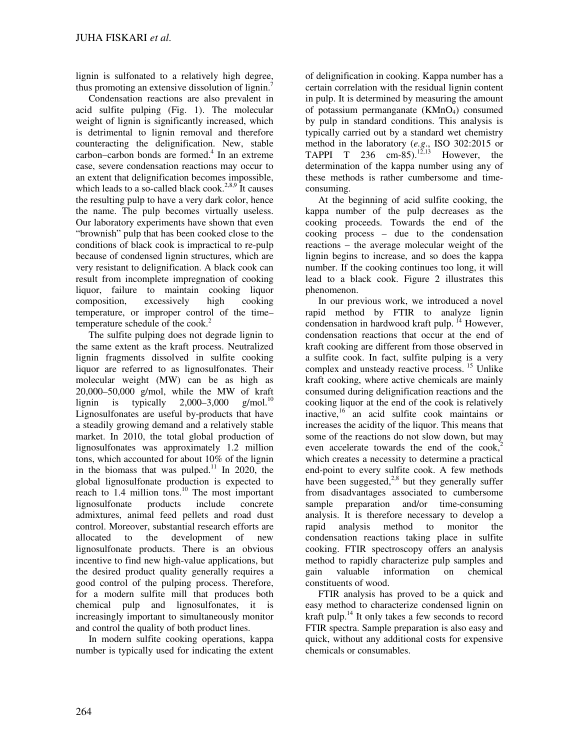lignin is sulfonated to a relatively high degree, thus promoting an extensive dissolution of lignin.[7]

Condensation reactions are also prevalent in acid sulfite pulping (Fig. 1). The molecular weight of lignin is significantly increased, which is detrimental to lignin removal and therefore counteracting the delignification. New, stable carbon–carbon bonds are formed.[4] In an extreme case, severe condensation reactions may occur to an extent that delignification becomes impossible, which leads to a so-called black cook.[2,8,9] It causes the resulting pulp to have a very dark color, hence the name. The pulp becomes virtually useless. Our laboratory experiments have shown that even "brownish" pulp that has been cooked close to the conditions of black cook is impractical to re-pulp because of condensed lignin structures, which are very resistant to delignification. A black cook can result from incomplete impregnation of cooking liquor, failure to maintain cooking liquor composition, excessively high cooking temperature, or improper control of the time–temperature schedule of the cook.[2]

The sulfite pulping does not degrade lignin to the same extent as the kraft process. Neutralized lignin fragments dissolved in sulfite cooking liquor are referred to as lignosulfonates. Their molecular weight (MW) can be as high as 20,000–50,000 g/mol, while the MW of kraft lignin is typically 2,000–3,000 g/mol.[10] Lignosulfonates are useful by-products that have a steadily growing demand and a relatively stable market. In 2010, the total global production of lignosulfonates was approximately 1.2 million tons, which accounted for about 10% of the lignin in the biomass that was pulped.[11] In 2020, the global lignosulfonate production is expected to reach to 1.4 million tons.[10] The most important lignosulfonate products include concrete admixtures, animal feed pellets and road dust control. Moreover, substantial research efforts are allocated to the development of new lignosulfonate products. There is an obvious incentive to find new high-value applications, but the desired product quality generally requires a good control of the pulping process. Therefore, for a modern sulfite mill that produces both chemical pulp and lignosulfonates, it is increasingly important to simultaneously monitor and control the quality of both product lines.

In modern sulfite cooking operations, kappa number is typically used for indicating the extent of delignification in cooking. Kappa number has a certain correlation with the residual lignin content in pulp. It is determined by measuring the amount of potassium permanganate ($KMnO_4$) consumed by pulp in standard conditions. This analysis is typically carried out by a standard wet chemistry method in the laboratory (*e.g.*, ISO 302:2015 or TAPPI T 236 cm-85).[12,13] However, the determination of the kappa number using any of these methods is rather cumbersome and time-consuming.

At the beginning of acid sulfite cooking, the kappa number of the pulp decreases as the cooking proceeds. Towards the end of the cooking process – due to the condensation reactions – the average molecular weight of the lignin begins to increase, and so does the kappa number. If the cooking continues too long, it will lead to a black cook. Figure 2 illustrates this phenomenon.

In our previous work, we introduced a novel rapid method by FTIR to analyze lignin condensation in hardwood kraft pulp.[14] However, condensation reactions that occur at the end of kraft cooking are different from those observed in a sulfite cook. In fact, sulfite pulping is a very complex and unsteady reactive process.[15] Unlike kraft cooking, where active chemicals are mainly consumed during delignification reactions and the cooking liquor at the end of the cook is relatively inactive,[16] an acid sulfite cook maintains or increases the acidity of the liquor. This means that some of the reactions do not slow down, but may even accelerate towards the end of the cook,[2] which creates a necessity to determine a practical end-point to every sulfite cook. A few methods have been suggested,[2,8] but they generally suffer from disadvantages associated to cumbersome sample preparation and/or time-consuming analysis. It is therefore necessary to develop a rapid analysis method to monitor the condensation reactions taking place in sulfite cooking. FTIR spectroscopy offers an analysis method to rapidly characterize pulp samples and gain valuable information on chemical constituents of wood.

FTIR analysis has proved to be a quick and easy method to characterize condensed lignin on kraft pulp.[14] It only takes a few seconds to record FTIR spectra. Sample preparation is also easy and quick, without any additional costs for expensive chemicals or consumables.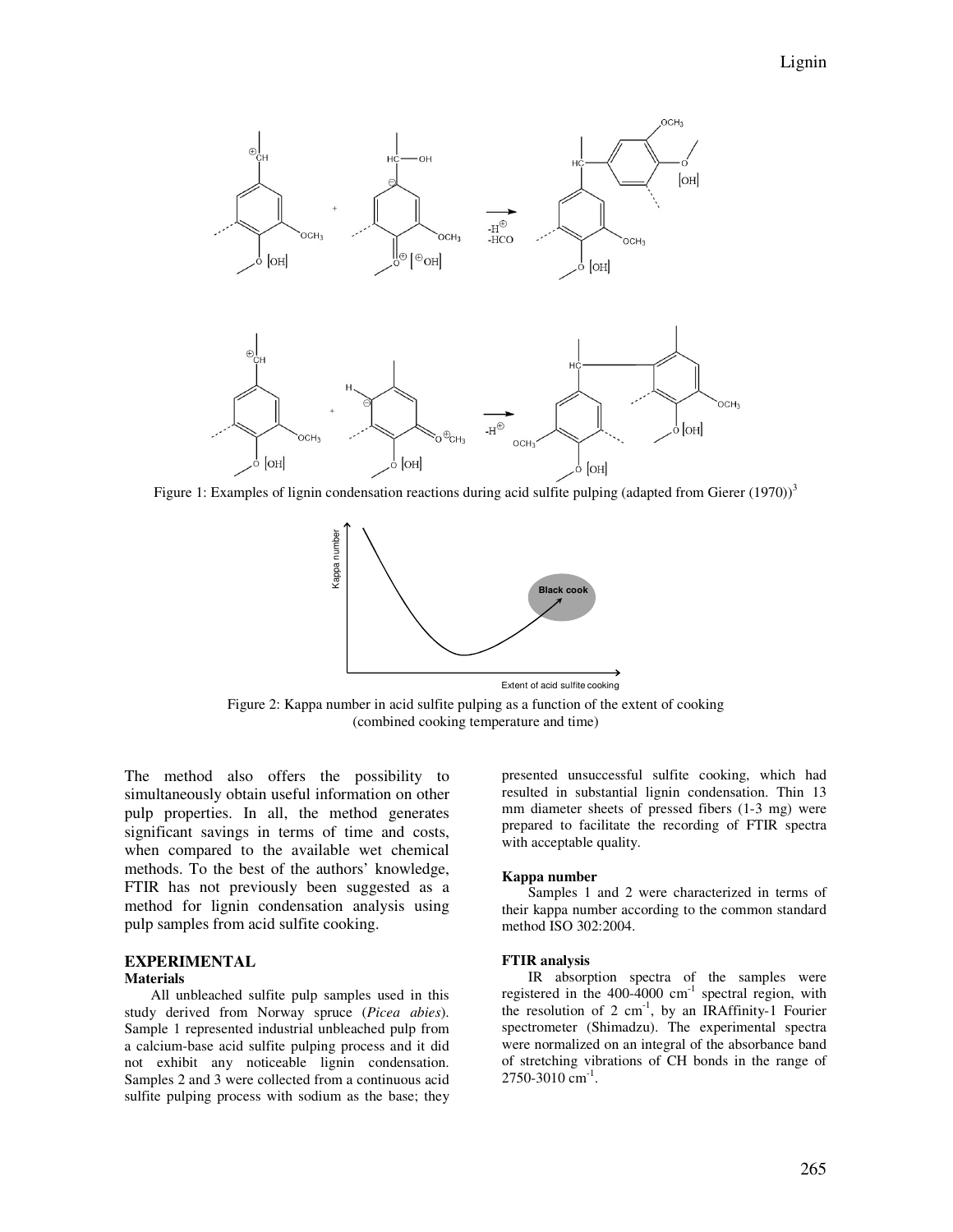Figure 1: Examples of lignin condensation reactions during acid sulfite pulping (adapted from Gierer (1970))[3]

Figure 2: Kappa number in acid sulfite pulping as a function of the extent of cooking (combined cooking temperature and time)

The method also offers the possibility to simultaneously obtain useful information on other pulp properties. In all, the method generates significant savings in terms of time and costs, when compared to the available wet chemical methods. To the best of the authors' knowledge, FTIR has not previously been suggested as a method for lignin condensation analysis using pulp samples from acid sulfite cooking.

## EXPERIMENTAL

### Materials

All unbleached sulfite pulp samples used in this study derived from Norway spruce (*Picea abies*). Sample 1 represented industrial unbleached pulp from a calcium-base acid sulfite pulping process and it did not exhibit any noticeable lignin condensation. Samples 2 and 3 were collected from a continuous acid sulfite pulping process with sodium as the base; they presented unsuccessful sulfite cooking, which had resulted in substantial lignin condensation. Thin 13 mm diameter sheets of pressed fibers (1-3 mg) were prepared to facilitate the recording of FTIR spectra with acceptable quality.

### Kappa number

Samples 1 and 2 were characterized in terms of their kappa number according to the common standard method ISO 302:2004.

### FTIR analysis

IR absorption spectra of the samples were registered in the 400-4000 $cm^{-1}$ spectral region, with the resolution of 2 $cm^{-1}$, by an IRAffinity-1 Fourier spectrometer (Shimadzu). The experimental spectra were normalized on an integral of the absorbance band of stretching vibrations of CH bonds in the range of 2750-3010 $cm^{-1}$.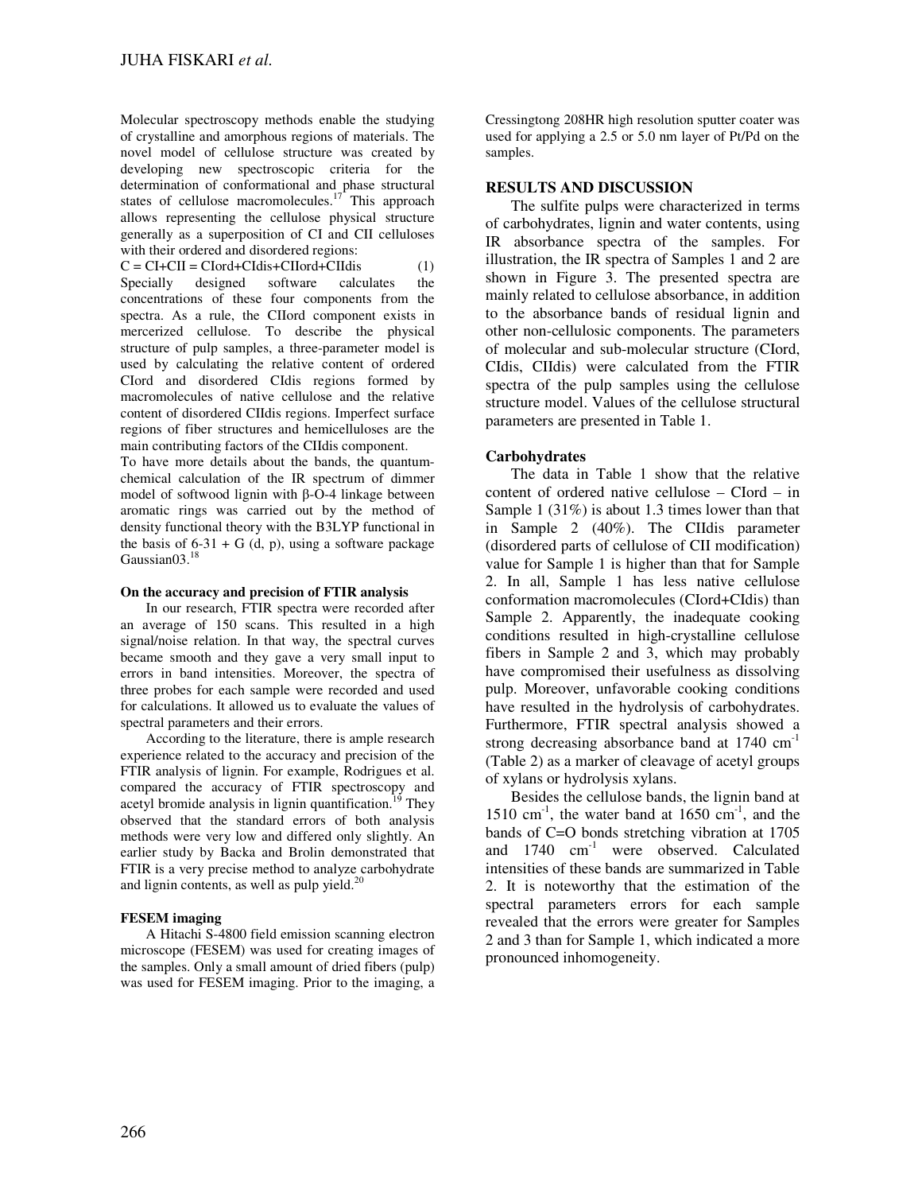Molecular spectroscopy methods enable the studying of crystalline and amorphous regions of materials. The novel model of cellulose structure was created by developing new spectroscopic criteria for the determination of conformational and phase structural states of cellulose macromolecules.[17] This approach allows representing the cellulose physical structure generally as a superposition of CI and CII celluloses with their ordered and disordered regions:

$$C = CI+CII = CIord+CIdis+CIIord+CIIdis \quad (1)$$

Specially designed software calculates the concentrations of these four components from the spectra. As a rule, the CIIord component exists in mercerized cellulose. To describe the physical structure of pulp samples, a three-parameter model is used by calculating the relative content of ordered CIord and disordered CIdis regions formed by macromolecules of native cellulose and the relative content of disordered CIIdis regions. Imperfect surface regions of fiber structures and hemicelluloses are the main contributing factors of the CIIdis component.

To have more details about the bands, the quantum-chemical calculation of the IR spectrum of dimmer model of softwood lignin with β-O-4 linkage between aromatic rings was carried out by the method of density functional theory with the B3LYP functional in the basis of 6-31 + G (d, p), using a software package Gaussian03.[18]

#### On the accuracy and precision of FTIR analysis

In our research, FTIR spectra were recorded after an average of 150 scans. This resulted in a high signal/noise relation. In that way, the spectral curves became smooth and they gave a very small input to errors in band intensities. Moreover, the spectra of three probes for each sample were recorded and used for calculations. It allowed us to evaluate the values of spectral parameters and their errors.

According to the literature, there is ample research experience related to the accuracy and precision of the FTIR analysis of lignin. For example, Rodrigues et al. compared the accuracy of FTIR spectroscopy and acetyl bromide analysis in lignin quantification.[19] They observed that the standard errors of both analysis methods were very low and differed only slightly. An earlier study by Backa and Brolin demonstrated that FTIR is a very precise method to analyze carbohydrate and lignin contents, as well as pulp yield.[20]

#### FESEM imaging

A Hitachi S-4800 field emission scanning electron microscope (FESEM) was used for creating images of the samples. Only a small amount of dried fibers (pulp) was used for FESEM imaging. Prior to the imaging, a Cressingtong 208HR high resolution sputter coater was used for applying a 2.5 or 5.0 nm layer of Pt/Pd on the samples.

## RESULTS AND DISCUSSION

The sulfite pulps were characterized in terms of carbohydrates, lignin and water contents, using IR absorbance spectra of the samples. For illustration, the IR spectra of Samples 1 and 2 are shown in Figure 3. The presented spectra are mainly related to cellulose absorbance, in addition to the absorbance bands of residual lignin and other non-cellulosic components. The parameters of molecular and sub-molecular structure (CIord, CIdis, CIIdis) were calculated from the FTIR spectra of the pulp samples using the cellulose structure model. Values of the cellulose structural parameters are presented in Table 1.

### Carbohydrates

The data in Table 1 show that the relative content of ordered native cellulose – CIord – in Sample 1 (31%) is about 1.3 times lower than that in Sample 2 (40%). The CIIdis parameter (disordered parts of cellulose of CII modification) value for Sample 1 is higher than that for Sample 2. In all, Sample 1 has less native cellulose conformation macromolecules (CIord+CIdis) than Sample 2. Apparently, the inadequate cooking conditions resulted in high-crystalline cellulose fibers in Sample 2 and 3, which may probably have compromised their usefulness as dissolving pulp. Moreover, unfavorable cooking conditions have resulted in the hydrolysis of carbohydrates. Furthermore, FTIR spectral analysis showed a strong decreasing absorbance band at 1740 $cm^{-1}$ (Table 2) as a marker of cleavage of acetyl groups of xylans or hydrolysis xylans.

Besides the cellulose bands, the lignin band at 1510 $cm^{-1}$, the water band at 1650 $cm^{-1}$, and the bands of C=O bonds stretching vibration at 1705 and 1740 $cm^{-1}$ were observed. Calculated intensities of these bands are summarized in Table 2. It is noteworthy that the estimation of the spectral parameters errors for each sample revealed that the errors were greater for Samples 2 and 3 than for Sample 1, which indicated a more pronounced inhomogeneity.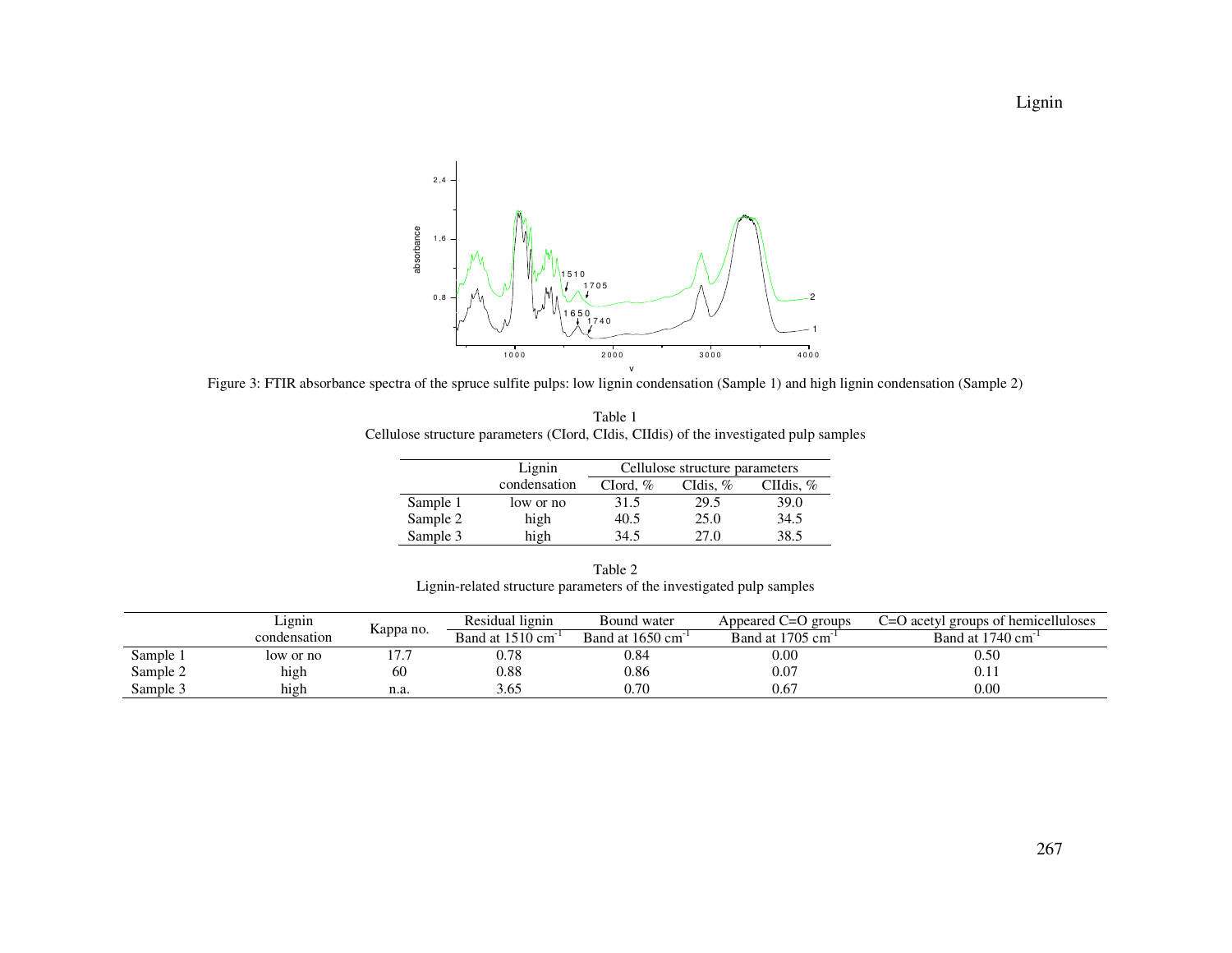Figure 3: FTIR absorbance spectra of the spruce sulfite pulps: low lignin condensation (Sample 1) and high lignin condensation (Sample 2)

Table 1
Cellulose structure parameters (CIord, CIdis, CIIdis) of the investigated pulp samples

| | Lignin condensation | Cellulose structure parameters | | |
|---|---|---|---|---|
| | | CIord, % | CIdis, % | CIIdis, % |
| Sample 1 | low or no | 31.5 | 29.5 | 39.0 |
| Sample 2 | high | 40.5 | 25.0 | 34.5 |
| Sample 3 | high | 34.5 | 27.0 | 38.5 |

Table 2
Lignin-related structure parameters of the investigated pulp samples

| | Lignin condensation | Kappa no. | Residual lignin | Bound water | Appeared C=O groups | C=O acetyl groups of hemicelluloses |
|---|---|---|---|---|---|---|
| | | | Band at 1510 cm$^{-1}$ | Band at 1650 cm$^{-1}$ | Band at 1705 cm$^{-1}$ | Band at 1740 cm$^{-1}$ |
| Sample 1 | low or no | 17.7 | 0.78 | 0.84 | 0.00 | 0.50 |
| Sample 2 | high | 60 | 0.88 | 0.86 | 0.07 | 0.11 |
| Sample 3 | high | n.a. | 3.65 | 0.70 | 0.67 | 0.00 |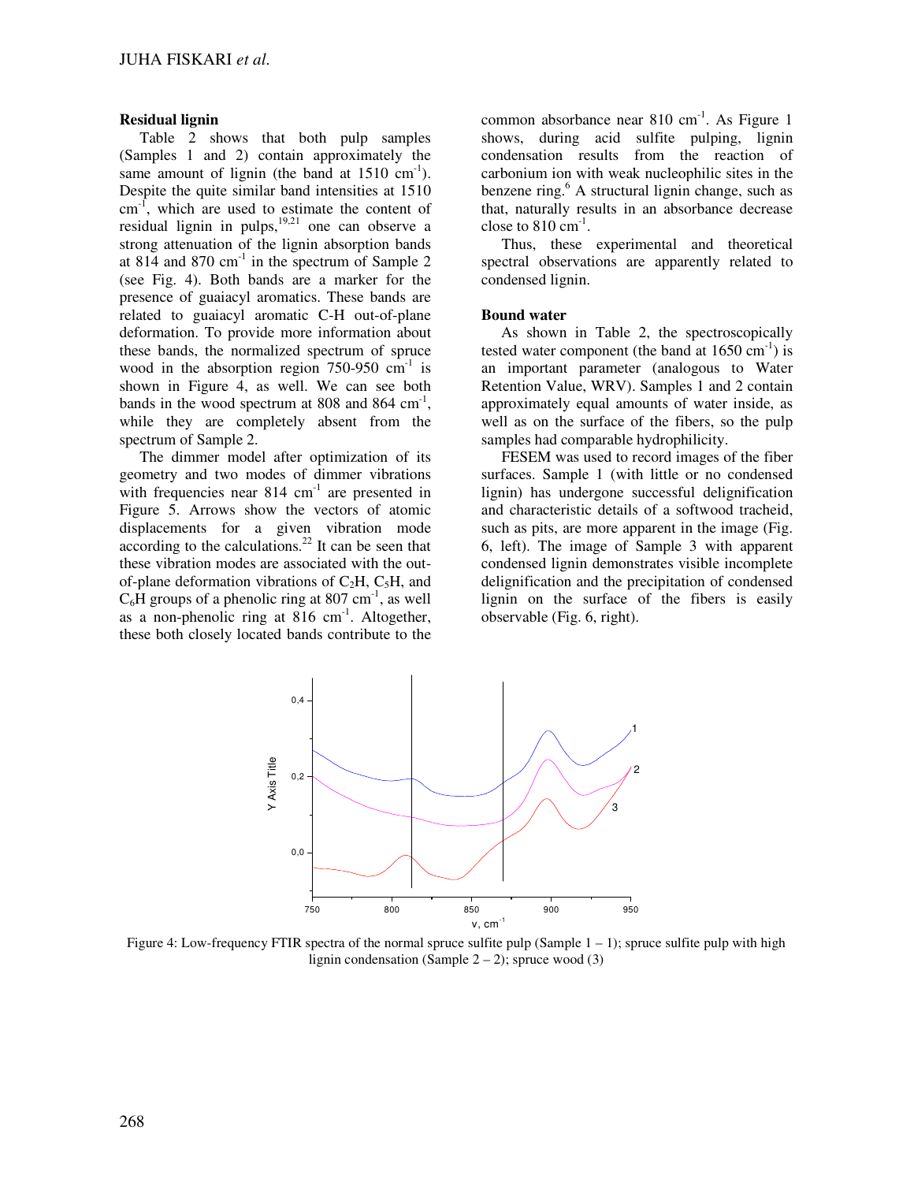### Residual lignin

Table 2 shows that both pulp samples (Samples 1 and 2) contain approximately the same amount of lignin (the band at 1510 $cm^{-1}$). Despite the quite similar band intensities at 1510 $cm^{-1}$, which are used to estimate the content of residual lignin in pulps,[19,21] one can observe a strong attenuation of the lignin absorption bands at 814 and 870 $cm^{-1}$ in the spectrum of Sample 2 (see Fig. 4). Both bands are a marker for the presence of guaiacyl aromatics. These bands are related to guaiacyl aromatic C-H out-of-plane deformation. To provide more information about these bands, the normalized spectrum of spruce wood in the absorption region 750-950 $cm^{-1}$ is shown in Figure 4, as well. We can see both bands in the wood spectrum at 808 and 864 $cm^{-1}$, while they are completely absent from the spectrum of Sample 2.

The dimmer model after optimization of its geometry and two modes of dimmer vibrations with frequencies near 814 $cm^{-1}$ are presented in Figure 5. Arrows show the vectors of atomic displacements for a given vibration mode according to the calculations.[22] It can be seen that these vibration modes are associated with the out-of-plane deformation vibrations of $C_2H$, $C_5H$, and $C_6H$ groups of a phenolic ring at 807 $cm^{-1}$, as well as a non-phenolic ring at 816 $cm^{-1}$. Altogether, these both closely located bands contribute to the common absorbance near 810 $cm^{-1}$. As Figure 1 shows, during acid sulfite pulping, lignin condensation results from the reaction of carbonium ion with weak nucleophilic sites in the benzene ring.[6] A structural lignin change, such as that, naturally results in an absorbance decrease close to 810 $cm^{-1}$.

Thus, these experimental and theoretical spectral observations are apparently related to condensed lignin.

### Bound water

As shown in Table 2, the spectroscopically tested water component (the band at 1650 $cm^{-1}$) is an important parameter (analogous to Water Retention Value, WRV). Samples 1 and 2 contain approximately equal amounts of water inside, as well as on the surface of the fibers, so the pulp samples had comparable hydrophilicity.

FESEM was used to record images of the fiber surfaces. Sample 1 (with little or no condensed lignin) has undergone successful delignification and characteristic details of a softwood tracheid, such as pits, are more apparent in the image (Fig. 6, left). The image of Sample 3 with apparent condensed lignin demonstrates visible incomplete delignification and the precipitation of condensed lignin on the surface of the fibers is easily observable (Fig. 6, right).

Figure 4: Low-frequency FTIR spectra of the normal spruce sulfite pulp (Sample 1 – 1); spruce sulfite pulp with high lignin condensation (Sample 2 – 2); spruce wood (3)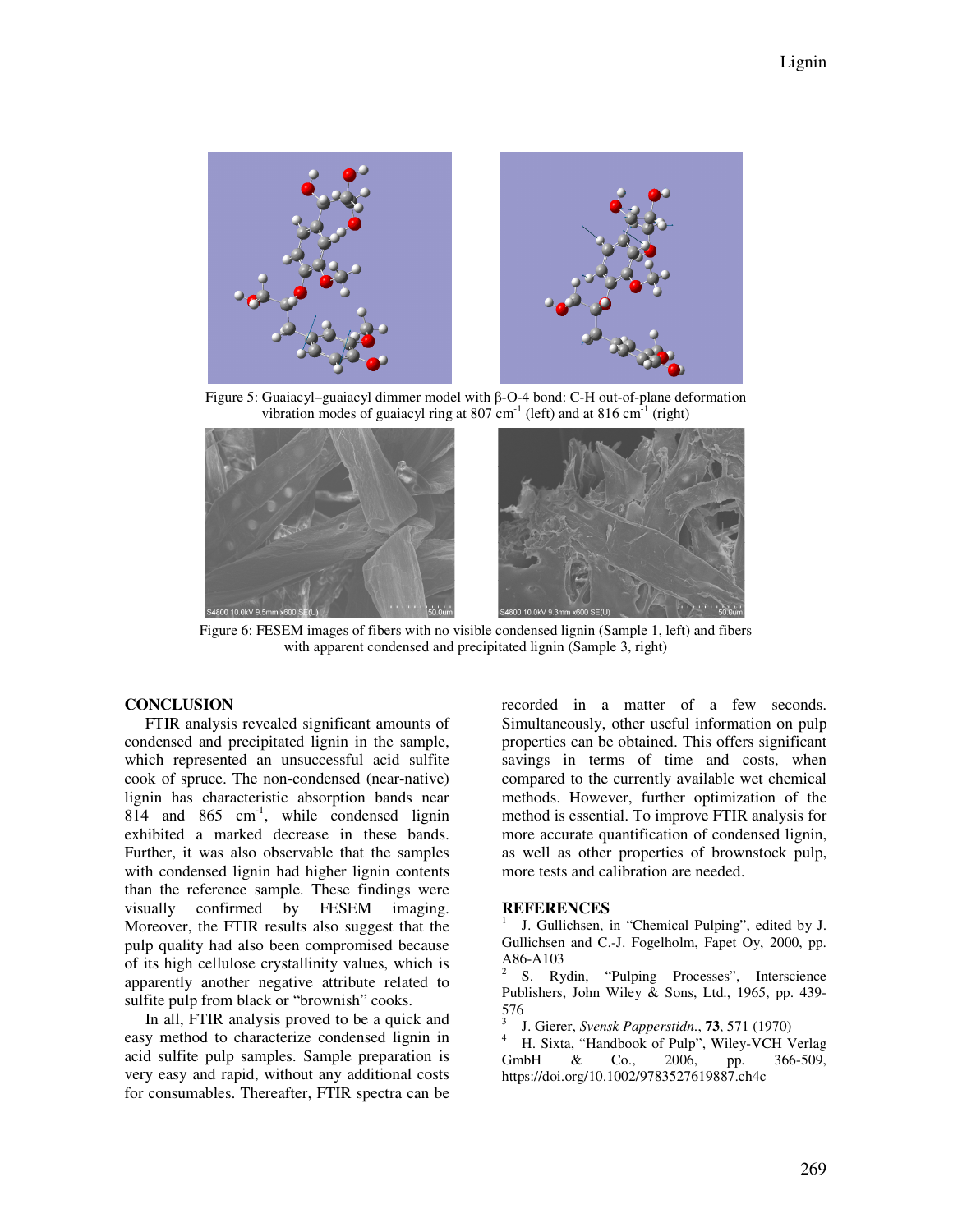Figure 5: Guaiacyl–guaiacyl dimmer model with β-O-4 bond: C-H out-of-plane deformation vibration modes of guaiacyl ring at 807 $cm^{-1}$ (left) and at 816 $cm^{-1}$ (right)

Figure 6: FESEM images of fibers with no visible condensed lignin (Sample 1, left) and fibers with apparent condensed and precipitated lignin (Sample 3, right)

## CONCLUSION

FTIR analysis revealed significant amounts of condensed and precipitated lignin in the sample, which represented an unsuccessful acid sulfite cook of spruce. The non-condensed (near-native) lignin has characteristic absorption bands near 814 and 865 $cm^{-1}$, while condensed lignin exhibited a marked decrease in these bands. Further, it was also observable that the samples with condensed lignin had higher lignin contents than the reference sample. These findings were visually confirmed by FESEM imaging. Moreover, the FTIR results also suggest that the pulp quality had also been compromised because of its high cellulose crystallinity values, which is apparently another negative attribute related to sulfite pulp from black or "brownish" cooks.

In all, FTIR analysis proved to be a quick and easy method to characterize condensed lignin in acid sulfite pulp samples. Sample preparation is very easy and rapid, without any additional costs for consumables. Thereafter, FTIR spectra can be recorded in a matter of a few seconds. Simultaneously, other useful information on pulp properties can be obtained. This offers significant savings in terms of time and costs, when compared to the currently available wet chemical methods. However, further optimization of the method is essential. To improve FTIR analysis for more accurate quantification of condensed lignin, as well as other properties of brownstock pulp, more tests and calibration are needed.

## REFERENCES

[1] J. Gullichsen, in "Chemical Pulping", edited by J. Gullichsen and C.-J. Fogelholm, Fapet Oy, 2000, pp. A86-A103

[2] S. Rydin, "Pulping Processes", Interscience Publishers, John Wiley & Sons, Ltd., 1965, pp. 439-576

[3] J. Gierer, *Svensk Papperstidn.*, **73**, 571 (1970)

[4] H. Sixta, "Handbook of Pulp", Wiley-VCH Verlag GmbH & Co., 2006, pp. 366-509, https://doi.org/10.1002/9783527619887.ch4c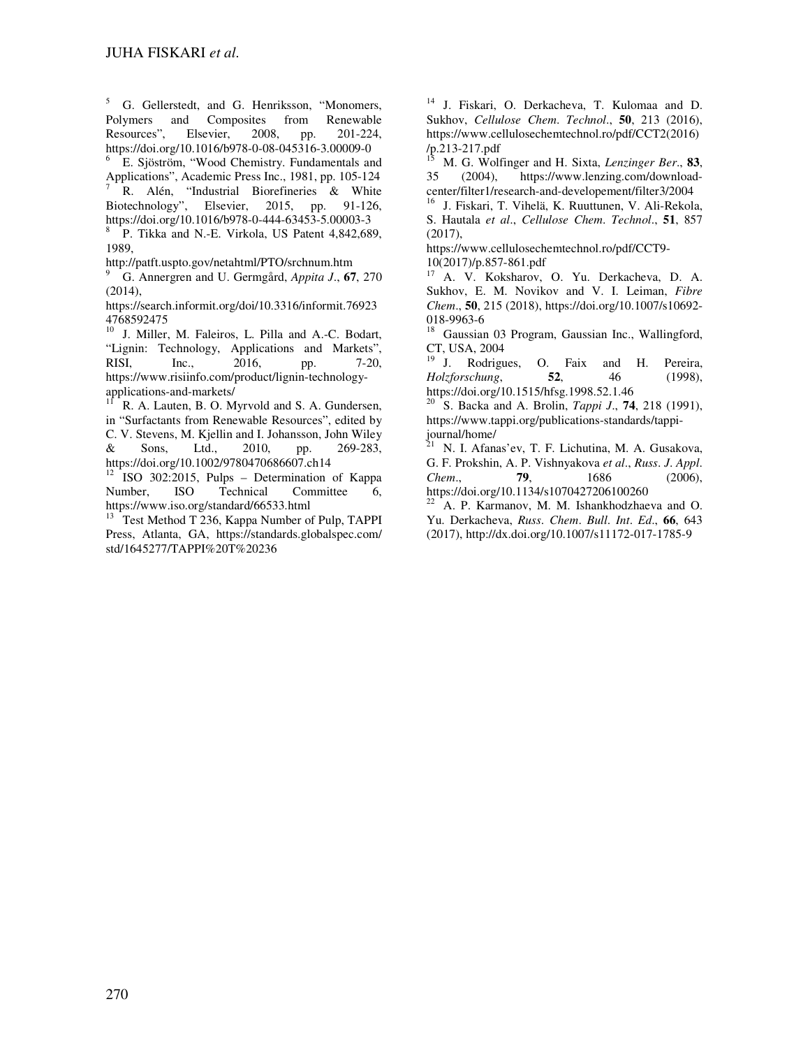5 G. Gellerstedt, and G. Henriksson, "Monomers, Polymers and Composites from Renewable Resources", Elsevier, 2008, pp. 201-224, https://doi.org/10.1016/b978-0-08-045316-3.00009-0

6 E. Sjöström, "Wood Chemistry. Fundamentals and Applications", Academic Press Inc., 1981, pp. 105-124

7 R. Alén, "Industrial Biorefineries & White Biotechnology", Elsevier, 2015, pp. 91-126, https://doi.org/10.1016/b978-0-444-63453-5.00003-3

8 P. Tikka and N.-E. Virkola, US Patent 4,842,689, 1989, http://patft.uspto.gov/netahtml/PTO/srchnum.htm

9 G. Annergren and U. Germgård, *Appita J*., **67**, 270 (2014), https://search.informit.org/doi/10.3316/informit.769234768592475

10 J. Miller, M. Faleiros, L. Pilla and A.-C. Bodart, "Lignin: Technology, Applications and Markets", RISI, Inc., 2016, pp. 7-20, https://www.risiinfo.com/product/lignin-technology-applications-and-markets/

11 R. A. Lauten, B. O. Myrvold and S. A. Gundersen, in "Surfactants from Renewable Resources", edited by C. V. Stevens, M. Kjellin and I. Johansson, John Wiley & Sons, Ltd., 2010, pp. 269-283, https://doi.org/10.1002/9780470686607.ch14

12 ISO 302:2015, Pulps – Determination of Kappa Number, ISO Technical Committee 6, https://www.iso.org/standard/66533.html

13 Test Method T 236, Kappa Number of Pulp, TAPPI Press, Atlanta, GA, https://standards.globalspec.com/std/1645277/TAPPI%20T%20236

14 J. Fiskari, O. Derkacheva, T. Kulomaa and D. Sukhov, *Cellulose Chem. Technol*., **50**, 213 (2016), https://www.cellulosechemtechnol.ro/pdf/CCT2(2016)/p.213-217.pdf

15 M. G. Wolfinger and H. Sixta, *Lenzinger Ber*., **83**, 35 (2004), https://www.lenzing.com/download-center/filter1/research-and-developement/filter3/2004

16 J. Fiskari, T. Vihelä, K. Ruuttunen, V. Ali-Rekola, S. Hautala *et al*., *Cellulose Chem. Technol*., **51**, 857 (2017), https://www.cellulosechemtechnol.ro/pdf/CCT9-10(2017)/p.857-861.pdf

17 A. V. Koksharov, O. Yu. Derkacheva, D. A. Sukhov, E. M. Novikov and V. I. Leiman, *Fibre Chem*., **50**, 215 (2018), https://doi.org/10.1007/s10692-018-9963-6

18 Gaussian 03 Program, Gaussian Inc., Wallingford, CT, USA, 2004

19 J. Rodrigues, O. Faix and H. Pereira, *Holzforschung*, **52**, 46 (1998), https://doi.org/10.1515/hfsg.1998.52.1.46

20 S. Backa and A. Brolin, *Tappi J*., **74**, 218 (1991), https://www.tappi.org/publications-standards/tappi-journal/home/

21 N. I. Afanas'ev, T. F. Lichutina, M. A. Gusakova, G. F. Prokshin, A. P. Vishnyakova *et al*., *Russ. J. Appl. Chem*., **79**, 1686 (2006), https://doi.org/10.1134/s1070427206100260

22 A. P. Karmanov, M. M. Ishankhodzhaeva and O. Yu. Derkacheva, *Russ. Chem. Bull. Int. Ed*., **66**, 643 (2017), http://dx.doi.org/10.1007/s11172-017-1785-9